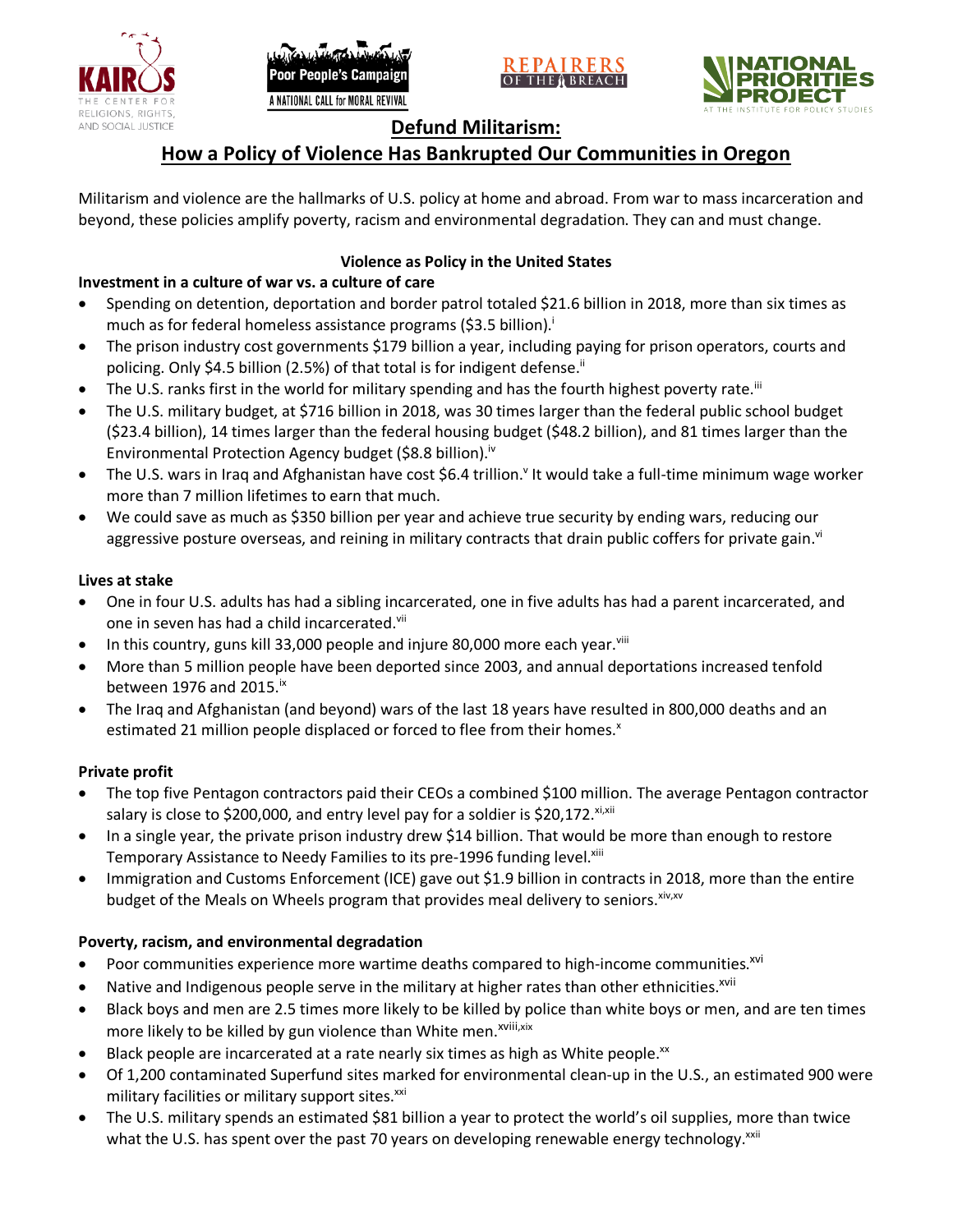# Defund Militarism:

## How a Policy of Violence Has Bankrupted Our Communities in Oregon

Militarism and violence are the hallmarks of U.S. policy at home and abroad. From war to mass incarceration and beyond, these policies amplify poverty, racism and environmental degradation. They can and must change.

### Violence as Policy in the United States

**Investment in a culture of war vs. a culture of care**

- Spending on detention, deportation and border patrol totaled $21.6 billion in 2018, more than six times as much as for federal homeless assistance programs ($3.5 billion).[i]
- The prison industry cost governments $179 billion a year, including paying for prison operators, courts and policing. Only $4.5 billion (2.5%) of that total is for indigent defense.[ii]
- The U.S. ranks first in the world for military spending and has the fourth highest poverty rate.[iii]
- The U.S. military budget, at $716 billion in 2018, was 30 times larger than the federal public school budget ($23.4 billion), 14 times larger than the federal housing budget ($48.2 billion), and 81 times larger than the Environmental Protection Agency budget ($8.8 billion).[iv]
- The U.S. wars in Iraq and Afghanistan have cost $6.4 trillion.[v] It would take a full-time minimum wage worker more than 7 million lifetimes to earn that much.
- We could save as much as $350 billion per year and achieve true security by ending wars, reducing our aggressive posture overseas, and reining in military contracts that drain public coffers for private gain.[vi]

**Lives at stake**

- One in four U.S. adults has had a sibling incarcerated, one in five adults has had a parent incarcerated, and one in seven has had a child incarcerated.[vii]
- In this country, guns kill 33,000 people and injure 80,000 more each year.[viii]
- More than 5 million people have been deported since 2003, and annual deportations increased tenfold between 1976 and 2015.[ix]
- The Iraq and Afghanistan (and beyond) wars of the last 18 years have resulted in 800,000 deaths and an estimated 21 million people displaced or forced to flee from their homes.[x]

**Private profit**

- The top five Pentagon contractors paid their CEOs a combined $100 million. The average Pentagon contractor salary is close to $200,000, and entry level pay for a soldier is $20,172.[xi,xii]
- In a single year, the private prison industry drew $14 billion. That would be more than enough to restore Temporary Assistance to Needy Families to its pre-1996 funding level.[xiii]
- Immigration and Customs Enforcement (ICE) gave out $1.9 billion in contracts in 2018, more than the entire budget of the Meals on Wheels program that provides meal delivery to seniors.[xiv,xv]

**Poverty, racism, and environmental degradation**

- Poor communities experience more wartime deaths compared to high-income communities.[xvi]
- Native and Indigenous people serve in the military at higher rates than other ethnicities.[xvii]
- Black boys and men are 2.5 times more likely to be killed by police than white boys or men, and are ten times more likely to be killed by gun violence than White men.[xviii,xix]
- Black people are incarcerated at a rate nearly six times as high as White people.[xx]
- Of 1,200 contaminated Superfund sites marked for environmental clean-up in the U.S., an estimated 900 were military facilities or military support sites.[xxi]
- The U.S. military spends an estimated $81 billion a year to protect the world's oil supplies, more than twice what the U.S. has spent over the past 70 years on developing renewable energy technology.[xxii]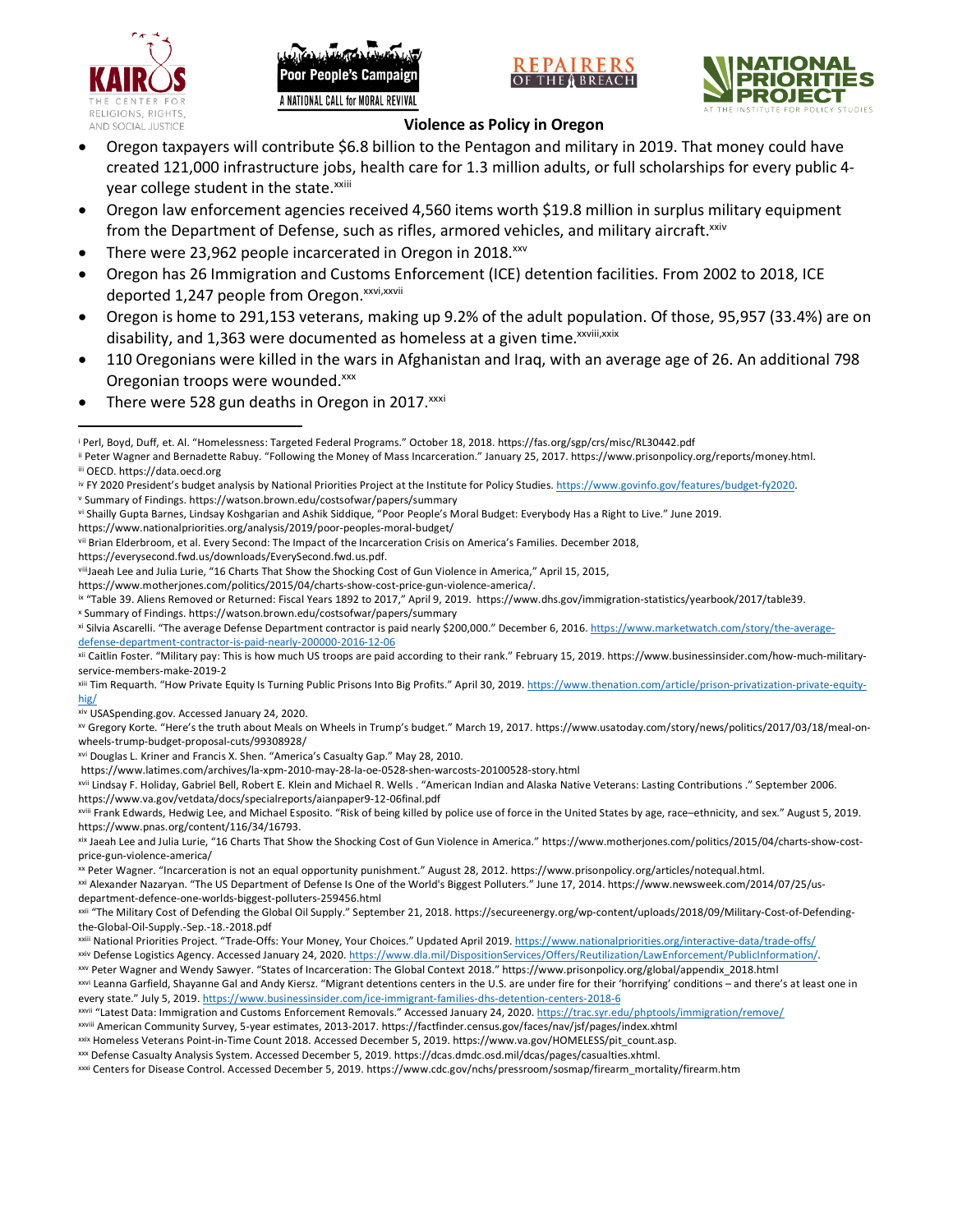## Violence as Policy in Oregon

- Oregon taxpayers will contribute $6.8 billion to the Pentagon and military in 2019. That money could have created 121,000 infrastructure jobs, health care for 1.3 million adults, or full scholarships for every public 4-year college student in the state.[xxiii]
- Oregon law enforcement agencies received 4,560 items worth $19.8 million in surplus military equipment from the Department of Defense, such as rifles, armored vehicles, and military aircraft.[xxiv]
- There were 23,962 people incarcerated in Oregon in 2018.[xxv]
- Oregon has 26 Immigration and Customs Enforcement (ICE) detention facilities. From 2002 to 2018, ICE deported 1,247 people from Oregon.[xxvi,xxvii]
- Oregon is home to 291,153 veterans, making up 9.2% of the adult population. Of those, 95,957 (33.4%) are on disability, and 1,363 were documented as homeless at a given time.[xxviii,xxix]
- 110 Oregonians were killed in the wars in Afghanistan and Iraq, with an average age of 26. An additional 798 Oregonian troops were wounded.[xxx]
- There were 528 gun deaths in Oregon in 2017.[xxxi]

---

[i] Perl, Boyd, Duff, et. Al. "Homelessness: Targeted Federal Programs." October 18, 2018. https://fas.org/sgp/crs/misc/RL30442.pdf

[ii] Peter Wagner and Bernadette Rabuy. "Following the Money of Mass Incarceration." January 25, 2017. https://www.prisonpolicy.org/reports/money.html.

[iii] OECD. https://data.oecd.org

[iv] FY 2020 President's budget analysis by National Priorities Project at the Institute for Policy Studies. https://www.govinfo.gov/features/budget-fy2020.

[v] Summary of Findings. https://watson.brown.edu/costsofwar/papers/summary

[vi] Shailly Gupta Barnes, Lindsay Koshgarian and Ashik Siddique, "Poor People's Moral Budget: Everybody Has a Right to Live." June 2019. https://www.nationalpriorities.org/analysis/2019/poor-peoples-moral-budget/

[vii] Brian Elderbroom, et al. Every Second: The Impact of the Incarceration Crisis on America's Families. December 2018, https://everysecond.fwd.us/downloads/EverySecond.fwd.us.pdf.

[viii] Jaeah Lee and Julia Lurie, "16 Charts That Show the Shocking Cost of Gun Violence in America," April 15, 2015, https://www.motherjones.com/politics/2015/04/charts-show-cost-price-gun-violence-america/.

[ix] "Table 39. Aliens Removed or Returned: Fiscal Years 1892 to 2017," April 9, 2019. https://www.dhs.gov/immigration-statistics/yearbook/2017/table39.

[x] Summary of Findings. https://watson.brown.edu/costsofwar/papers/summary

[xi] Silvia Ascarelli. "The average Defense Department contractor is paid nearly $200,000." December 6, 2016. https://www.marketwatch.com/story/the-average-defense-department-contractor-is-paid-nearly-200000-2016-12-06

[xii] Caitlin Foster. "Military pay: This is how much US troops are paid according to their rank." February 15, 2019. https://www.businessinsider.com/how-much-military-service-members-make-2019-2

[xiii] Tim Requarth. "How Private Equity Is Turning Public Prisons Into Big Profits." April 30, 2019. https://www.thenation.com/article/prison-privatization-private-equity-hig/

[xiv] USASpending.gov. Accessed January 24, 2020.

[xv] Gregory Korte. "Here's the truth about Meals on Wheels in Trump's budget." March 19, 2017. https://www.usatoday.com/story/news/politics/2017/03/18/meal-on-wheels-trump-budget-proposal-cuts/99308928/

[xvi] Douglas L. Kriner and Francis X. Shen. "America's Casualty Gap." May 28, 2010. https://www.latimes.com/archives/la-xpm-2010-may-28-la-oe-0528-shen-warcosts-20100528-story.html

[xvii] Lindsay F. Holiday, Gabriel Bell, Robert E. Klein and Michael R. Wells . "American Indian and Alaska Native Veterans: Lasting Contributions ." September 2006. https://www.va.gov/vetdata/docs/specialreports/aianpaper9-12-06final.pdf

[xviii] Frank Edwards, Hedwig Lee, and Michael Esposito. "Risk of being killed by police use of force in the United States by age, race–ethnicity, and sex." August 5, 2019. https://www.pnas.org/content/116/34/16793.

[xix] Jaeah Lee and Julia Lurie, "16 Charts That Show the Shocking Cost of Gun Violence in America." https://www.motherjones.com/politics/2015/04/charts-show-cost-price-gun-violence-america/

[xx] Peter Wagner. "Incarceration is not an equal opportunity punishment." August 28, 2012. https://www.prisonpolicy.org/articles/notequal.html.

[xxi] Alexander Nazaryan. "The US Department of Defense Is One of the World's Biggest Polluters." June 17, 2014. https://www.newsweek.com/2014/07/25/us-department-defence-one-worlds-biggest-polluters-259456.html

[xxii] "The Military Cost of Defending the Global Oil Supply." September 21, 2018. https://secureenergy.org/wp-content/uploads/2018/09/Military-Cost-of-Defending-the-Global-Oil-Supply.-Sep.-18.-2018.pdf

[xxiii] National Priorities Project. "Trade-Offs: Your Money, Your Choices." Updated April 2019. https://www.nationalpriorities.org/interactive-data/trade-offs/

[xxiv] Defense Logistics Agency. Accessed January 24, 2020. https://www.dla.mil/DispositionServices/Offers/Reutilization/LawEnforcement/PublicInformation/.

[xxv] Peter Wagner and Wendy Sawyer. "States of Incarceration: The Global Context 2018." https://www.prisonpolicy.org/global/appendix_2018.html

[xxvi] Leanna Garfield, Shayanne Gal and Andy Kiersz. "Migrant detentions centers in the U.S. are under fire for their 'horrifying' conditions – and there's at least one in every state." July 5, 2019. https://www.businessinsider.com/ice-immigrant-families-dhs-detention-centers-2018-6

[xxvii] "Latest Data: Immigration and Customs Enforcement Removals." Accessed January 24, 2020. https://trac.syr.edu/phptools/immigration/remove/

[xxviii] American Community Survey, 5-year estimates, 2013-2017. https://factfinder.census.gov/faces/nav/jsf/pages/index.xhtml

[xxix] Homeless Veterans Point-in-Time Count 2018. Accessed December 5, 2019. https://www.va.gov/HOMELESS/pit_count.asp.

[xxx] Defense Casualty Analysis System. Accessed December 5, 2019. https://dcas.dmdc.osd.mil/dcas/pages/casualties.xhtml.

[xxxi] Centers for Disease Control. Accessed December 5, 2019. https://www.cdc.gov/nchs/pressroom/sosmap/firearm_mortality/firearm.htm